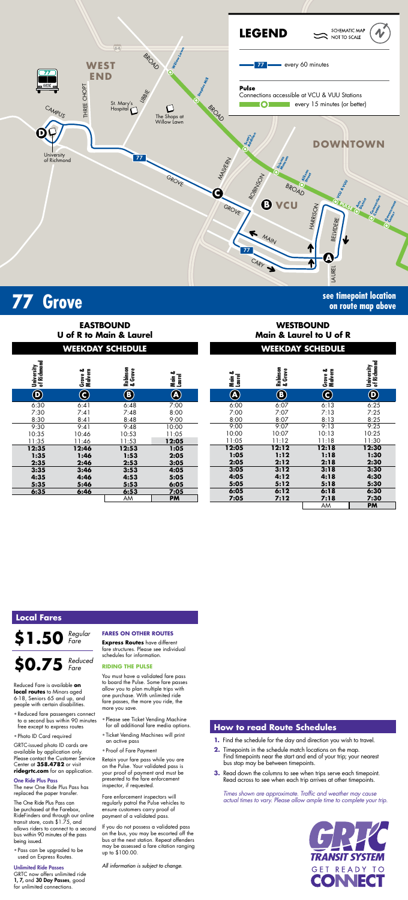# 77 Grove

see timepoint location on route map above

## LEGEND

SCHEMATIC MAP NOT TO SCALE

77 — every 60 minutes

**Pulse**
Connections accessible at VCU & VUU Stations — every 15 minutes (or better)

## EASTBOUND
### U of R to Main & Laurel
### WEEKDAY SCHEDULE

| University of Richmond (D) | Grove & Malvern (C) | Robinson & Grove (B) | Main & Laurel (A) |
|---|---|---|---|
| 6:30 | 6:41 | 6:48 | 7:00 |
| 7:30 | 7:41 | 7:48 | 8:00 |
| 8:30 | 8:41 | 8:48 | 9:00 |
| 9:30 | 9:41 | 9:48 | 10:00 |
| 10:35 | 10:46 | 10:53 | 11:05 |
| 11:35 | 11:46 | 11:53 | **12:05** |
| **12:35** | **12:46** | **12:53** | **1:05** |
| **1:35** | **1:46** | **1:53** | **2:05** |
| **2:35** | **2:46** | **2:53** | **3:05** |
| **3:35** | **3:46** | **3:53** | **4:05** |
| **4:35** | **4:46** | **4:53** | **5:05** |
| **5:35** | **5:46** | **5:53** | **6:05** |
| **6:35** | **6:46** | **6:53** | **7:05** |
| | | AM | **PM** |

## WESTBOUND
### Main & Laurel to U of R
### WEEKDAY SCHEDULE

| Main & Laurel (A) | Robinson & Grove (B) | Grove & Malvern (C) | University of Richmond (D) |
|---|---|---|---|
| 6:00 | 6:07 | 6:13 | 6:25 |
| 7:00 | 7:07 | 7:13 | 7:25 |
| 8:00 | 8:07 | 8:13 | 8:25 |
| 9:00 | 9:07 | 9:13 | 9:25 |
| 10:00 | 10:07 | 10:13 | 10:25 |
| 11:05 | 11:12 | 11:18 | 11:30 |
| **12:05** | **12:12** | **12:18** | **12:30** |
| **1:05** | **1:12** | **1:18** | **1:30** |
| **2:05** | **2:12** | **2:18** | **2:30** |
| **3:05** | **3:12** | **3:18** | **3:30** |
| **4:05** | **4:12** | **4:18** | **4:30** |
| **5:05** | **5:12** | **5:18** | **5:30** |
| **6:05** | **6:12** | **6:18** | **6:30** |
| **7:05** | **7:12** | **7:18** | **7:30** |
| | | AM | **PM** |

## Local Fares

**$1.50** *Regular Fare*

**$0.75** *Reduced Fare*

Reduced Fare is available **on local routes** to Minors aged 6-18, Seniors 65 and up, and people with certain disabilities.

- Reduced fare passengers connect to a second bus within 90 minutes free except to express routes
- Photo ID Card required

GRTC-issued photo ID cards are available by application only. Please contact the Customer Service Center at **358.4782** or visit **ridegrtc.com** for an application.

**One Ride Plus Pass**
The new One Ride Plus Pass has replaced the paper transfer.

The One Ride Plus Pass can be purchased at the Farebox, RideFinders and through our online transit store, costs $1.75, and allows riders to connect to a second bus within 90 minutes of the pass being issued.

- Pass can be upgraded to be used on Express Routes.

**Unlimited Ride Passes**
GRTC now offers unlimited ride **1, 7,** and **30 Day Passes**, good for unlimited connections.

### FARES ON OTHER ROUTES

**Express Routes** have different fare structures. Please see individual schedules for information.

### RIDING THE PULSE

You must have a validated fare pass to board the Pulse. Some fare passes allow you to plan multiple trips with one purchase. With unlimited ride fare passes, the more you ride, the more you save.

- Please see Ticket Vending Machine for all additional fare media options.
- Ticket Vending Machines will print an active pass
- Proof of Fare Payment

Retain your fare pass while you are on the Pulse. Your validated pass is your proof of payment and must be presented to the fare enforcement inspector, if requested.

Fare enforcement inspectors will regularly patrol the Pulse vehicles to ensure customers carry proof of payment of a validated pass.

If you do not possess a validated pass on the bus, you may be escorted off the bus at the next station. Repeat offenders may be assessed a fare citation ranging up to $100.00.

*All information is subject to change.*

## How to read Route Schedules

1. Find the schedule for the day and direction you wish to travel.
2. Timepoints in the schedule match locations on the map. Find timepoints near the start and end of your trip; your nearest bus stop may be between timepoints.
3. Read down the columns to see when trips serve each timepoint. Read across to see when each trip arrives at other timepoints.

*Times shown are approximate. Traffic and weather may cause actual times to vary. Please allow ample time to complete your trip.*

GRTC TRANSIT SYSTEM — GET READY TO CONNECT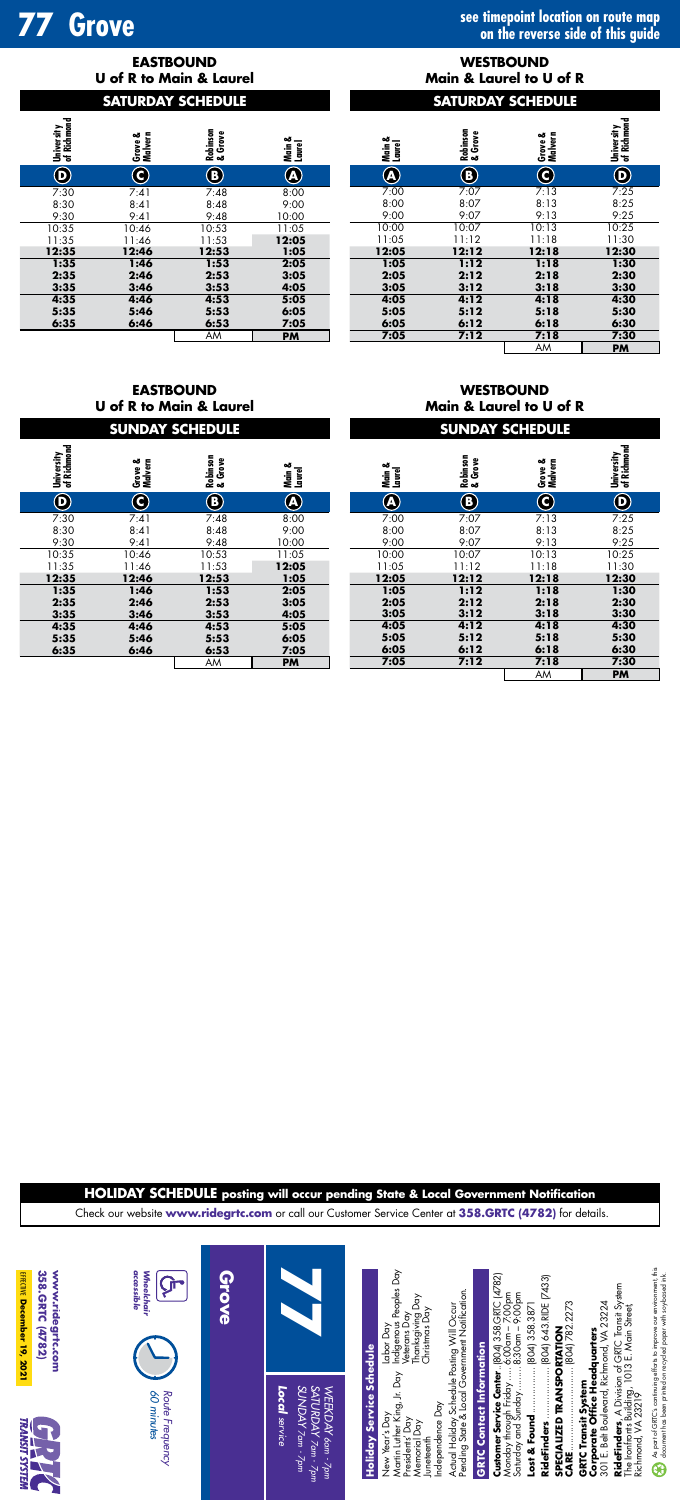# 77 Grove

see timepoint location on route map on the reverse side of this guide

## EASTBOUND
### U of R to Main & Laurel

**SATURDAY SCHEDULE**

| University of Richmond | Grove & Malvern | Robinson & Grove | Main & Laurel |
|---|---|---|---|
| D | C | B | A |
| 7:30 | 7:41 | 7:48 | 8:00 |
| 8:30 | 8:41 | 8:48 | 9:00 |
| 9:30 | 9:41 | 9:48 | 10:00 |
| 10:35 | 10:46 | 10:53 | 11:05 |
| 11:35 | 11:46 | 11:53 | **12:05** |
| **12:35** | **12:46** | **12:53** | **1:05** |
| **1:35** | **1:46** | **1:53** | **2:05** |
| **2:35** | **2:46** | **2:53** | **3:05** |
| **3:35** | **3:46** | **3:53** | **4:05** |
| **4:35** | **4:46** | **4:53** | **5:05** |
| **5:35** | **5:46** | **5:53** | **6:05** |
| **6:35** | **6:46** | **6:53** | **7:05** |
| | | AM | **PM** |

## WESTBOUND
### Main & Laurel to U of R

**SATURDAY SCHEDULE**

| Main & Laurel | Robinson & Grove | Grove & Malvern | University of Richmond |
|---|---|---|---|
| A | B | C | D |
| 7:00 | 7:07 | 7:13 | 7:25 |
| 8:00 | 8:07 | 8:13 | 8:25 |
| 9:00 | 9:07 | 9:13 | 9:25 |
| 10:00 | 10:07 | 10:13 | 10:25 |
| 11:05 | 11:12 | 11:18 | 11:30 |
| **12:05** | **12:12** | **12:18** | **12:30** |
| **1:05** | **1:12** | **1:18** | **1:30** |
| **2:05** | **2:12** | **2:18** | **2:30** |
| **3:05** | **3:12** | **3:18** | **3:30** |
| **4:05** | **4:12** | **4:18** | **4:30** |
| **5:05** | **5:12** | **5:18** | **5:30** |
| **6:05** | **6:12** | **6:18** | **6:30** |
| **7:05** | **7:12** | **7:18** | **7:30** |
| | | AM | **PM** |

## EASTBOUND
### U of R to Main & Laurel

**SUNDAY SCHEDULE**

| University of Richmond | Grove & Malvern | Robinson & Grove | Main & Laurel |
|---|---|---|---|
| D | C | B | A |
| 7:30 | 7:41 | 7:48 | 8:00 |
| 8:30 | 8:41 | 8:48 | 9:00 |
| 9:30 | 9:41 | 9:48 | 10:00 |
| 10:35 | 10:46 | 10:53 | 11:05 |
| 11:35 | 11:46 | 11:53 | **12:05** |
| **12:35** | **12:46** | **12:53** | **1:05** |
| **1:35** | **1:46** | **1:53** | **2:05** |
| **2:35** | **2:46** | **2:53** | **3:05** |
| **3:35** | **3:46** | **3:53** | **4:05** |
| **4:35** | **4:46** | **4:53** | **5:05** |
| **5:35** | **5:46** | **5:53** | **6:05** |
| **6:35** | **6:46** | **6:53** | **7:05** |
| | | AM | **PM** |

## WESTBOUND
### Main & Laurel to U of R

**SUNDAY SCHEDULE**

| Main & Laurel | Robinson & Grove | Grove & Malvern | University of Richmond |
|---|---|---|---|
| A | B | C | D |
| 7:00 | 7:07 | 7:13 | 7:25 |
| 8:00 | 8:07 | 8:13 | 8:25 |
| 9:00 | 9:07 | 9:13 | 9:25 |
| 10:00 | 10:07 | 10:13 | 10:25 |
| 11:05 | 11:12 | 11:18 | 11:30 |
| **12:05** | **12:12** | **12:18** | **12:30** |
| **1:05** | **1:12** | **1:18** | **1:30** |
| **2:05** | **2:12** | **2:18** | **2:30** |
| **3:05** | **3:12** | **3:18** | **3:30** |
| **4:05** | **4:12** | **4:18** | **4:30** |
| **5:05** | **5:12** | **5:18** | **5:30** |
| **6:05** | **6:12** | **6:18** | **6:30** |
| **7:05** | **7:12** | **7:18** | **7:30** |
| | | AM | **PM** |

**HOLIDAY SCHEDULE posting will occur pending State & Local Government Notification**

Check our website **www.ridegrtc.com** or call our Customer Service Center at **358.GRTC (4782)** for details.

www.ridegrtc.com
358.GRTC (4782)

EFFECTIVE **December 19, 2021**

GRTC TRANSIT SYSTEM

Wheelchair accessible

Route Frequency 60 minutes

# Grove

# 77

*Local service*

WEEKDAY 6am - 7pm
SATURDAY 7am - 7pm
SUNDAY 7am - 7pm

### Holiday Service Schedule

New Year's Day
Martin Luther King, Jr. Day
President's Day
Memorial Day
Juneteenth
Independence Day
Labor Day
Indigenous Peoples Day
Veterans Day
Thanksgiving Day
Christmas Day

Actual Holiday Schedule Posting Will Occur Pending State & Local Government Notification.

### GRTC Contact Information

**Customer Service Center** . (804) 358.GRTC (4782)
Monday through Friday .... 6:00am – 7:00pm
Saturday and Sunday ........ 8:30am – 5:00pm
**Lost & Found** ..................... (804) 358.3871
**RideFinders** ................... (804) 643.RIDE (7433)
**SPECIALIZED TRANSPORTATION**
**CARE** ........................................ (804) 782.2273
**GRTC Transit System**
**Corporate Office Headquarters**
301 E. Belt Boulevard, Richmond, VA 23224
**RideFinders**, A Division of GRTC Transit System
The Ironfronts Building, 1013 E. Main Street,
Richmond, VA 23219

As part of GRTC's continuing efforts to improve our environment, this document has been printed on recycled paper with soy-based ink.